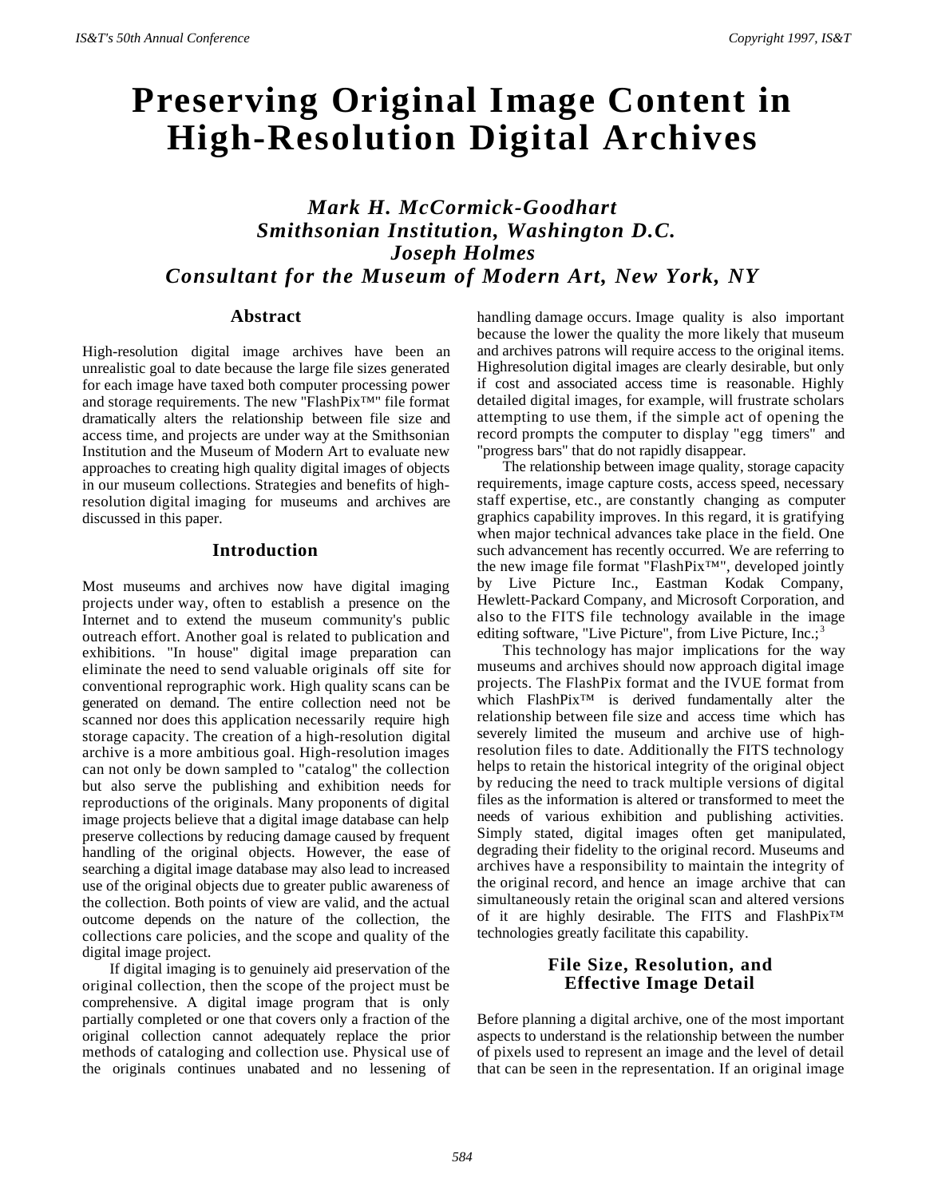# Preserving Original Image Content in High-Resolution Digital Archives

***Mark H. McCormick-Goodhart***
***Smithsonian Institution, Washington D.C.***
***Joseph Holmes***
***Consultant for the Museum of Modern Art, New York, NY***

## Abstract

High-resolution digital image archives have been an unrealistic goal to date because the large file sizes generated for each image have taxed both computer processing power and storage requirements. The new "FlashPix™" file format dramatically alters the relationship between file size and access time, and projects are under way at the Smithsonian Institution and the Museum of Modern Art to evaluate new approaches to creating high quality digital images of objects in our museum collections. Strategies and benefits of high-resolution digital imaging for museums and archives are discussed in this paper.

## Introduction

Most museums and archives now have digital imaging projects under way, often to establish a presence on the Internet and to extend the museum community's public outreach effort. Another goal is related to publication and exhibitions. "In house" digital image preparation can eliminate the need to send valuable originals off site for conventional reprographic work. High quality scans can be generated on demand. The entire collection need not be scanned nor does this application necessarily require high storage capacity. The creation of a high-resolution digital archive is a more ambitious goal. High-resolution images can not only be down sampled to "catalog" the collection but also serve the publishing and exhibition needs for reproductions of the originals. Many proponents of digital image projects believe that a digital image database can help preserve collections by reducing damage caused by frequent handling of the original objects. However, the ease of searching a digital image database may also lead to increased use of the original objects due to greater public awareness of the collection. Both points of view are valid, and the actual outcome depends on the nature of the collection, the collections care policies, and the scope and quality of the digital image project.

If digital imaging is to genuinely aid preservation of the original collection, then the scope of the project must be comprehensive. A digital image program that is only partially completed or one that covers only a fraction of the original collection cannot adequately replace the prior methods of cataloging and collection use. Physical use of the originals continues unabated and no lessening of handling damage occurs. Image quality is also important because the lower the quality the more likely that museum and archives patrons will require access to the original items. Highresolution digital images are clearly desirable, but only if cost and associated access time is reasonable. Highly detailed digital images, for example, will frustrate scholars attempting to use them, if the simple act of opening the record prompts the computer to display "egg timers" and "progress bars" that do not rapidly disappear.

The relationship between image quality, storage capacity requirements, image capture costs, access speed, necessary staff expertise, etc., are constantly changing as computer graphics capability improves. In this regard, it is gratifying when major technical advances take place in the field. One such advancement has recently occurred. We are referring to the new image file format "FlashPix™", developed jointly by Live Picture Inc., Eastman Kodak Company, Hewlett-Packard Company, and Microsoft Corporation, and also to the FITS file technology available in the image editing software, "Live Picture", from Live Picture, Inc.;[3]

This technology has major implications for the way museums and archives should now approach digital image projects. The FlashPix format and the IVUE format from which FlashPix™ is derived fundamentally alter the relationship between file size and access time which has severely limited the museum and archive use of high-resolution files to date. Additionally the FITS technology helps to retain the historical integrity of the original object by reducing the need to track multiple versions of digital files as the information is altered or transformed to meet the needs of various exhibition and publishing activities. Simply stated, digital images often get manipulated, degrading their fidelity to the original record. Museums and archives have a responsibility to maintain the integrity of the original record, and hence an image archive that can simultaneously retain the original scan and altered versions of it are highly desirable. The FITS and FlashPix™ technologies greatly facilitate this capability.

## File Size, Resolution, and Effective Image Detail

Before planning a digital archive, one of the most important aspects to understand is the relationship between the number of pixels used to represent an image and the level of detail that can be seen in the representation. If an original image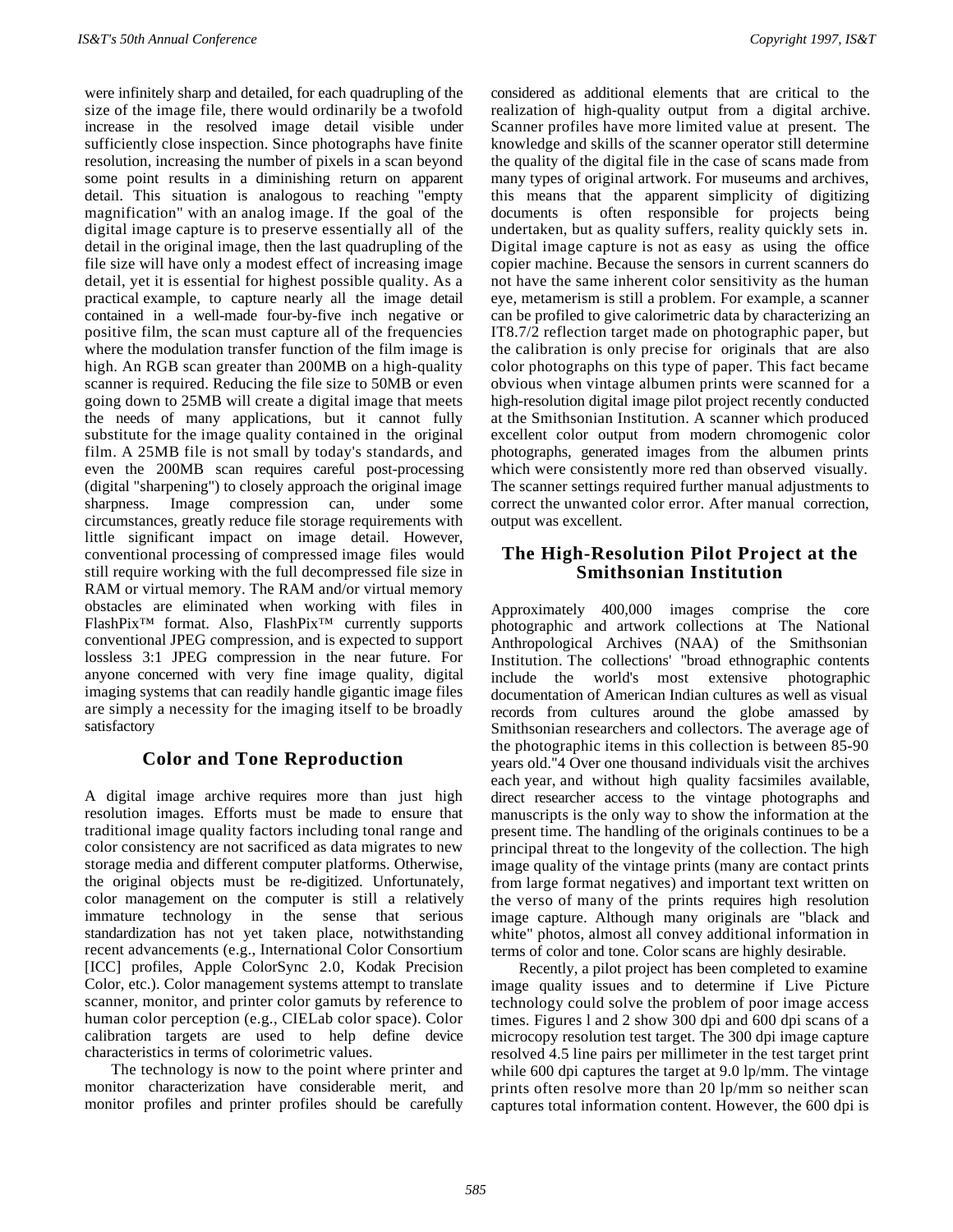were infinitely sharp and detailed, for each quadrupling of the size of the image file, there would ordinarily be a twofold increase in the resolved image detail visible under sufficiently close inspection. Since photographs have finite resolution, increasing the number of pixels in a scan beyond some point results in a diminishing return on apparent detail. This situation is analogous to reaching "empty magnification" with an analog image. If the goal of the digital image capture is to preserve essentially all of the detail in the original image, then the last quadrupling of the file size will have only a modest effect of increasing image detail, yet it is essential for highest possible quality. As a practical example, to capture nearly all the image detail contained in a well-made four-by-five inch negative or positive film, the scan must capture all of the frequencies where the modulation transfer function of the film image is high. An RGB scan greater than 200MB on a high-quality scanner is required. Reducing the file size to 50MB or even going down to 25MB will create a digital image that meets the needs of many applications, but it cannot fully substitute for the image quality contained in the original film. A 25MB file is not small by today's standards, and even the 200MB scan requires careful post-processing (digital "sharpening") to closely approach the original image sharpness. Image compression can, under some circumstances, greatly reduce file storage requirements with little significant impact on image detail. However, conventional processing of compressed image files would still require working with the full decompressed file size in RAM or virtual memory. The RAM and/or virtual memory obstacles are eliminated when working with files in FlashPix™ format. Also, FlashPix™ currently supports conventional JPEG compression, and is expected to support lossless 3:1 JPEG compression in the near future. For anyone concerned with very fine image quality, digital imaging systems that can readily handle gigantic image files are simply a necessity for the imaging itself to be broadly satisfactory

## Color and Tone Reproduction

A digital image archive requires more than just high resolution images. Efforts must be made to ensure that traditional image quality factors including tonal range and color consistency are not sacrificed as data migrates to new storage media and different computer platforms. Otherwise, the original objects must be re-digitized. Unfortunately, color management on the computer is still a relatively immature technology in the sense that serious standardization has not yet taken place, notwithstanding recent advancements (e.g., International Color Consortium [ICC] profiles, Apple ColorSync 2.0, Kodak Precision Color, etc.). Color management systems attempt to translate scanner, monitor, and printer color gamuts by reference to human color perception (e.g., CIELab color space). Color calibration targets are used to help define device characteristics in terms of colorimetric values.

The technology is now to the point where printer and monitor characterization have considerable merit, and monitor profiles and printer profiles should be carefully considered as additional elements that are critical to the realization of high-quality output from a digital archive. Scanner profiles have more limited value at present. The knowledge and skills of the scanner operator still determine the quality of the digital file in the case of scans made from many types of original artwork. For museums and archives, this means that the apparent simplicity of digitizing documents is often responsible for projects being undertaken, but as quality suffers, reality quickly sets in. Digital image capture is not as easy as using the office copier machine. Because the sensors in current scanners do not have the same inherent color sensitivity as the human eye, metamerism is still a problem. For example, a scanner can be profiled to give calorimetric data by characterizing an IT8.7/2 reflection target made on photographic paper, but the calibration is only precise for originals that are also color photographs on this type of paper. This fact became obvious when vintage albumen prints were scanned for a high-resolution digital image pilot project recently conducted at the Smithsonian Institution. A scanner which produced excellent color output from modern chromogenic color photographs, generated images from the albumen prints which were consistently more red than observed visually. The scanner settings required further manual adjustments to correct the unwanted color error. After manual correction, output was excellent.

## The High-Resolution Pilot Project at the Smithsonian Institution

Approximately 400,000 images comprise the core photographic and artwork collections at The National Anthropological Archives (NAA) of the Smithsonian Institution. The collections' "broad ethnographic contents include the world's most extensive photographic documentation of American Indian cultures as well as visual records from cultures around the globe amassed by Smithsonian researchers and collectors. The average age of the photographic items in this collection is between 85-90 years old."4 Over one thousand individuals visit the archives each year, and without high quality facsimiles available, direct researcher access to the vintage photographs and manuscripts is the only way to show the information at the present time. The handling of the originals continues to be a principal threat to the longevity of the collection. The high image quality of the vintage prints (many are contact prints from large format negatives) and important text written on the verso of many of the prints requires high resolution image capture. Although many originals are "black and white" photos, almost all convey additional information in terms of color and tone. Color scans are highly desirable.

Recently, a pilot project has been completed to examine image quality issues and to determine if Live Picture technology could solve the problem of poor image access times. Figures l and 2 show 300 dpi and 600 dpi scans of a microcopy resolution test target. The 300 dpi image capture resolved 4.5 line pairs per millimeter in the test target print while 600 dpi captures the target at 9.0 lp/mm. The vintage prints often resolve more than 20 lp/mm so neither scan captures total information content. However, the 600 dpi is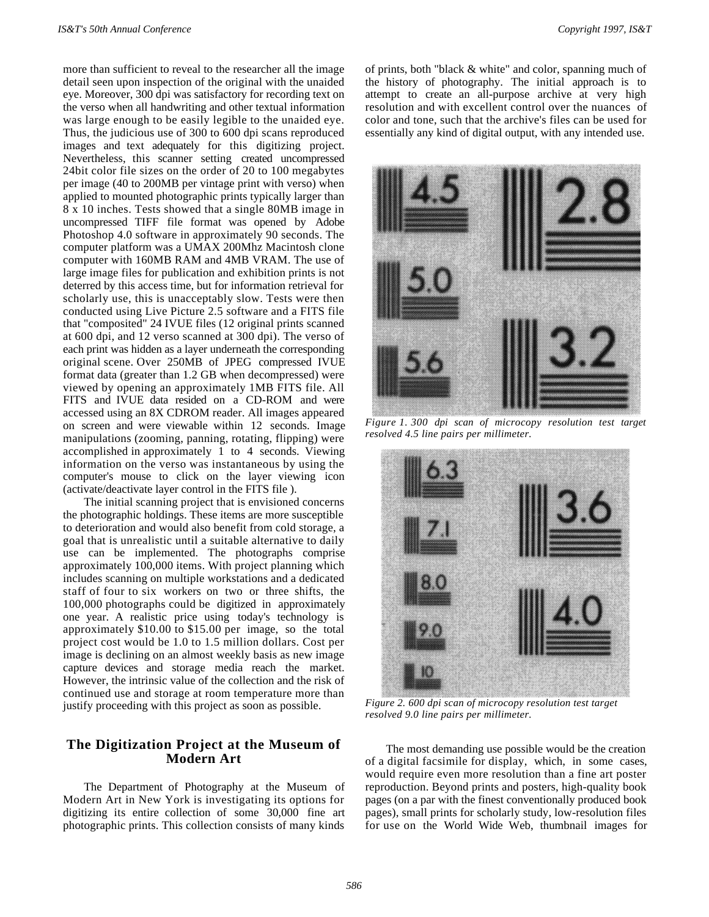more than sufficient to reveal to the researcher all the image detail seen upon inspection of the original with the unaided eye. Moreover, 300 dpi was satisfactory for recording text on the verso when all handwriting and other textual information was large enough to be easily legible to the unaided eye. Thus, the judicious use of 300 to 600 dpi scans reproduced images and text adequately for this digitizing project. Nevertheless, this scanner setting created uncompressed 24bit color file sizes on the order of 20 to 100 megabytes per image (40 to 200MB per vintage print with verso) when applied to mounted photographic prints typically larger than 8 x 10 inches. Tests showed that a single 80MB image in uncompressed TIFF file format was opened by Adobe Photoshop 4.0 software in approximately 90 seconds. The computer platform was a UMAX 200Mhz Macintosh clone computer with 160MB RAM and 4MB VRAM. The use of large image files for publication and exhibition prints is not deterred by this access time, but for information retrieval for scholarly use, this is unacceptably slow. Tests were then conducted using Live Picture 2.5 software and a FITS file that "composited" 24 IVUE files (12 original prints scanned at 600 dpi, and 12 verso scanned at 300 dpi). The verso of each print was hidden as a layer underneath the corresponding original scene. Over 250MB of JPEG compressed IVUE format data (greater than 1.2 GB when decompressed) were viewed by opening an approximately 1MB FITS file. All FITS and IVUE data resided on a CD-ROM and were accessed using an 8X CDROM reader. All images appeared on screen and were viewable within 12 seconds. Image manipulations (zooming, panning, rotating, flipping) were accomplished in approximately 1 to 4 seconds. Viewing information on the verso was instantaneous by using the computer's mouse to click on the layer viewing icon (activate/deactivate layer control in the FITS file ).

The initial scanning project that is envisioned concerns the photographic holdings. These items are more susceptible to deterioration and would also benefit from cold storage, a goal that is unrealistic until a suitable alternative to daily use can be implemented. The photographs comprise approximately 100,000 items. With project planning which includes scanning on multiple workstations and a dedicated staff of four to six workers on two or three shifts, the 100,000 photographs could be digitized in approximately one year. A realistic price using today's technology is approximately \$10.00 to \$15.00 per image, so the total project cost would be 1.0 to 1.5 million dollars. Cost per image is declining on an almost weekly basis as new image capture devices and storage media reach the market. However, the intrinsic value of the collection and the risk of continued use and storage at room temperature more than justify proceeding with this project as soon as possible.

## The Digitization Project at the Museum of Modern Art

The Department of Photography at the Museum of Modern Art in New York is investigating its options for digitizing its entire collection of some 30,000 fine art photographic prints. This collection consists of many kinds of prints, both "black & white" and color, spanning much of the history of photography. The initial approach is to attempt to create an all-purpose archive at very high resolution and with excellent control over the nuances of color and tone, such that the archive's files can be used for essentially any kind of digital output, with any intended use.

*Figure 1. 300 dpi scan of microcopy resolution test target resolved 4.5 line pairs per millimeter.*

*Figure 2. 600 dpi scan of microcopy resolution test target resolved 9.0 line pairs per millimeter.*

The most demanding use possible would be the creation of a digital facsimile for display, which, in some cases, would require even more resolution than a fine art poster reproduction. Beyond prints and posters, high-quality book pages (on a par with the finest conventionally produced book pages), small prints for scholarly study, low-resolution files for use on the World Wide Web, thumbnail images for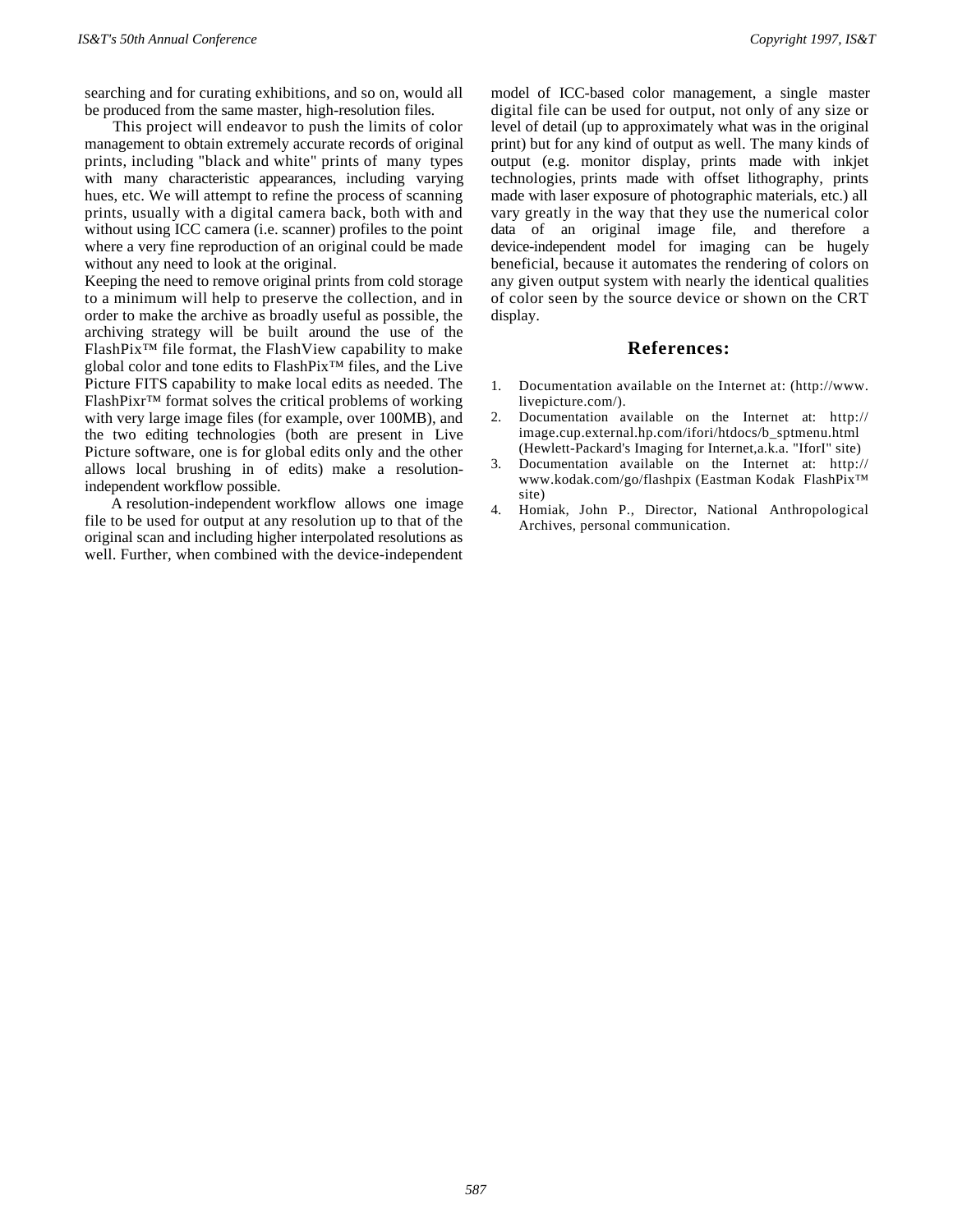searching and for curating exhibitions, and so on, would all be produced from the same master, high-resolution files.

This project will endeavor to push the limits of color management to obtain extremely accurate records of original prints, including "black and white" prints of many types with many characteristic appearances, including varying hues, etc. We will attempt to refine the process of scanning prints, usually with a digital camera back, both with and without using ICC camera (i.e. scanner) profiles to the point where a very fine reproduction of an original could be made without any need to look at the original.

Keeping the need to remove original prints from cold storage to a minimum will help to preserve the collection, and in order to make the archive as broadly useful as possible, the archiving strategy will be built around the use of the FlashPix™ file format, the FlashView capability to make global color and tone edits to FlashPix™ files, and the Live Picture FITS capability to make local edits as needed. The FlashPixr™ format solves the critical problems of working with very large image files (for example, over 100MB), and the two editing technologies (both are present in Live Picture software, one is for global edits only and the other allows local brushing in of edits) make a resolution-independent workflow possible.

A resolution-independent workflow allows one image file to be used for output at any resolution up to that of the original scan and including higher interpolated resolutions as well. Further, when combined with the device-independent model of ICC-based color management, a single master digital file can be used for output, not only of any size or level of detail (up to approximately what was in the original print) but for any kind of output as well. The many kinds of output (e.g. monitor display, prints made with inkjet technologies, prints made with offset lithography, prints made with laser exposure of photographic materials, etc.) all vary greatly in the way that they use the numerical color data of an original image file, and therefore a device-independent model for imaging can be hugely beneficial, because it automates the rendering of colors on any given output system with nearly the identical qualities of color seen by the source device or shown on the CRT display.

## References:

1. Documentation available on the Internet at: (http://www.livepicture.com/).
2. Documentation available on the Internet at: http://image.cup.external.hp.com/ifori/htdocs/b_sptmenu.html (Hewlett-Packard's Imaging for Internet,a.k.a. "IforI" site)
3. Documentation available on the Internet at: http://www.kodak.com/go/flashpix (Eastman Kodak FlashPix™ site)
4. Homiak, John P., Director, National Anthropological Archives, personal communication.